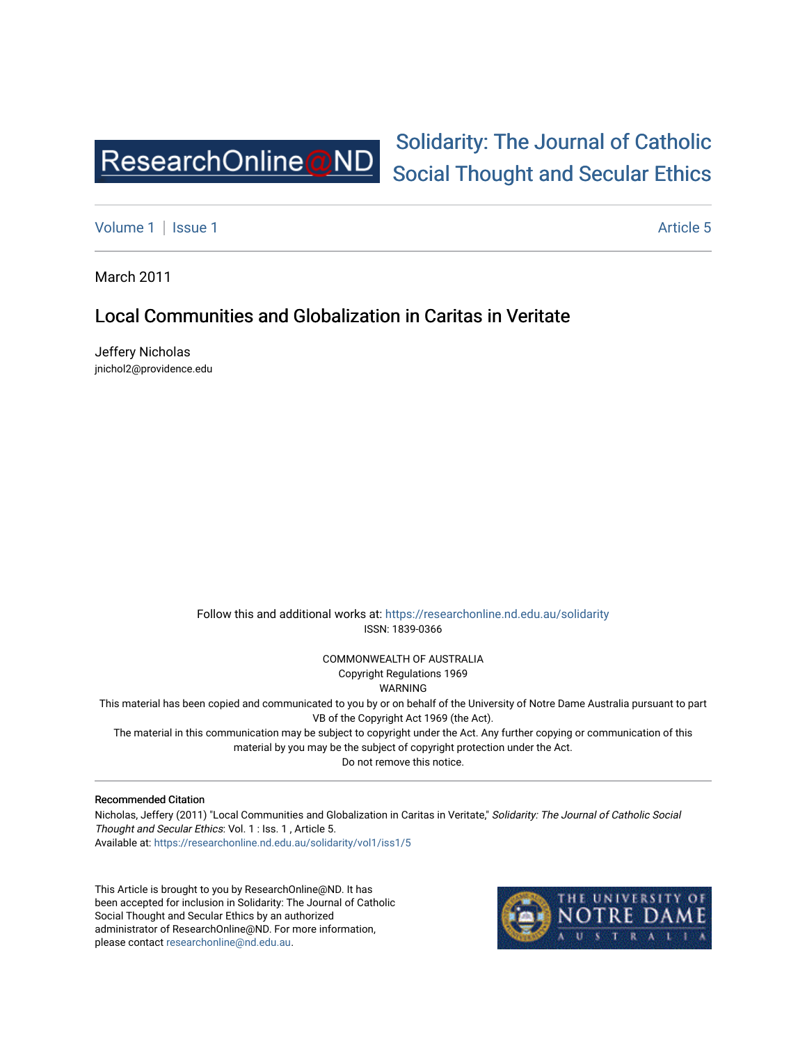ResearchOnline@ND

# Solidarity: The Journal of Catholic Social Thought and Secular Ethics

Volume 1 | Issue 1 Article 5

March 2011

## Local Communities and Globalization in Caritas in Veritate

Jeffery Nicholas
jnichol2@providence.edu

Follow this and additional works at: https://researchonline.nd.edu.au/solidarity
ISSN: 1839-0366

COMMONWEALTH OF AUSTRALIA
Copyright Regulations 1969
WARNING
This material has been copied and communicated to you by or on behalf of the University of Notre Dame Australia pursuant to part VB of the Copyright Act 1969 (the Act).
The material in this communication may be subject to copyright under the Act. Any further copying or communication of this material by you may be the subject of copyright protection under the Act.
Do not remove this notice.

**Recommended Citation**
Nicholas, Jeffery (2011) "Local Communities and Globalization in Caritas in Veritate," *Solidarity: The Journal of Catholic Social Thought and Secular Ethics*: Vol. 1 : Iss. 1 , Article 5.
Available at: https://researchonline.nd.edu.au/solidarity/vol1/iss1/5

This Article is brought to you by ResearchOnline@ND. It has been accepted for inclusion in Solidarity: The Journal of Catholic Social Thought and Secular Ethics by an authorized administrator of ResearchOnline@ND. For more information, please contact researchonline@nd.edu.au.

THE UNIVERSITY OF NOTRE DAME AUSTRALIA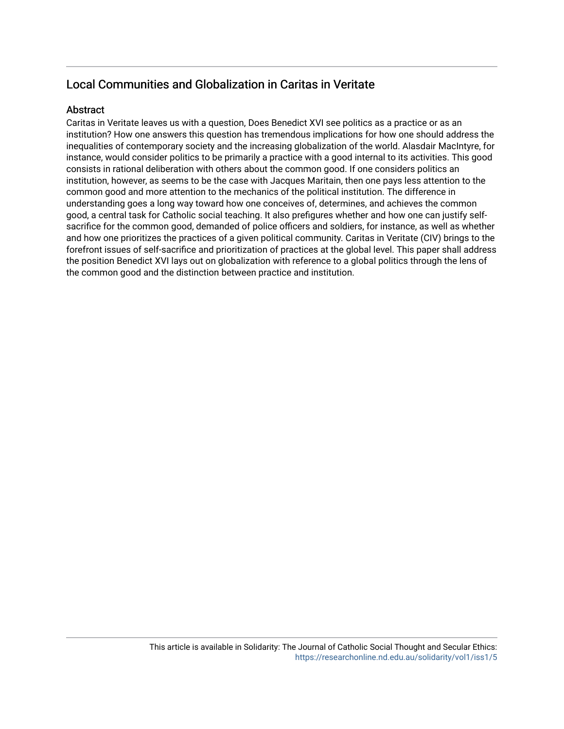## Local Communities and Globalization in Caritas in Veritate

### Abstract

Caritas in Veritate leaves us with a question, Does Benedict XVI see politics as a practice or as an institution? How one answers this question has tremendous implications for how one should address the inequalities of contemporary society and the increasing globalization of the world. Alasdair MacIntyre, for instance, would consider politics to be primarily a practice with a good internal to its activities. This good consists in rational deliberation with others about the common good. If one considers politics an institution, however, as seems to be the case with Jacques Maritain, then one pays less attention to the common good and more attention to the mechanics of the political institution. The difference in understanding goes a long way toward how one conceives of, determines, and achieves the common good, a central task for Catholic social teaching. It also prefigures whether and how one can justify self-sacrifice for the common good, demanded of police officers and soldiers, for instance, as well as whether and how one prioritizes the practices of a given political community. Caritas in Veritate (CIV) brings to the forefront issues of self-sacrifice and prioritization of practices at the global level. This paper shall address the position Benedict XVI lays out on globalization with reference to a global politics through the lens of the common good and the distinction between practice and institution.

This article is available in Solidarity: The Journal of Catholic Social Thought and Secular Ethics: https://researchonline.nd.edu.au/solidarity/vol1/iss1/5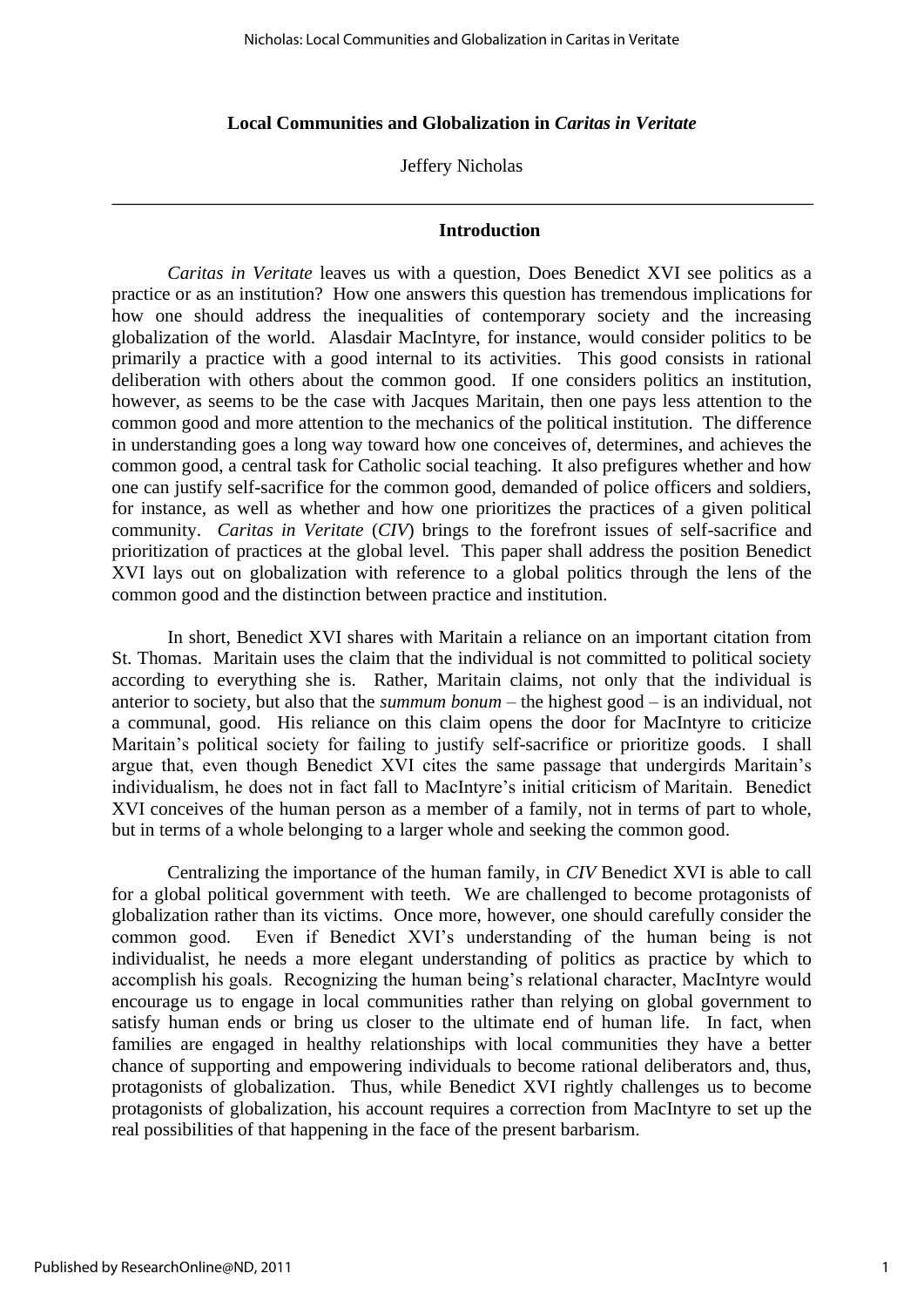**Local Communities and Globalization in *Caritas in Veritate***

Jeffery Nicholas

---

## Introduction

*Caritas in Veritate* leaves us with a question, Does Benedict XVI see politics as a practice or as an institution? How one answers this question has tremendous implications for how one should address the inequalities of contemporary society and the increasing globalization of the world. Alasdair MacIntyre, for instance, would consider politics to be primarily a practice with a good internal to its activities. This good consists in rational deliberation with others about the common good. If one considers politics an institution, however, as seems to be the case with Jacques Maritain, then one pays less attention to the common good and more attention to the mechanics of the political institution. The difference in understanding goes a long way toward how one conceives of, determines, and achieves the common good, a central task for Catholic social teaching. It also prefigures whether and how one can justify self-sacrifice for the common good, demanded of police officers and soldiers, for instance, as well as whether and how one prioritizes the practices of a given political community. *Caritas in Veritate* (*CIV*) brings to the forefront issues of self-sacrifice and prioritization of practices at the global level. This paper shall address the position Benedict XVI lays out on globalization with reference to a global politics through the lens of the common good and the distinction between practice and institution.

In short, Benedict XVI shares with Maritain a reliance on an important citation from St. Thomas. Maritain uses the claim that the individual is not committed to political society according to everything she is. Rather, Maritain claims, not only that the individual is anterior to society, but also that the *summum bonum* – the highest good – is an individual, not a communal, good. His reliance on this claim opens the door for MacIntyre to criticize Maritain's political society for failing to justify self-sacrifice or prioritize goods. I shall argue that, even though Benedict XVI cites the same passage that undergirds Maritain's individualism, he does not in fact fall to MacIntyre's initial criticism of Maritain. Benedict XVI conceives of the human person as a member of a family, not in terms of part to whole, but in terms of a whole belonging to a larger whole and seeking the common good.

Centralizing the importance of the human family, in *CIV* Benedict XVI is able to call for a global political government with teeth. We are challenged to become protagonists of globalization rather than its victims. Once more, however, one should carefully consider the common good. Even if Benedict XVI's understanding of the human being is not individualist, he needs a more elegant understanding of politics as practice by which to accomplish his goals. Recognizing the human being's relational character, MacIntyre would encourage us to engage in local communities rather than relying on global government to satisfy human ends or bring us closer to the ultimate end of human life. In fact, when families are engaged in healthy relationships with local communities they have a better chance of supporting and empowering individuals to become rational deliberators and, thus, protagonists of globalization. Thus, while Benedict XVI rightly challenges us to become protagonists of globalization, his account requires a correction from MacIntyre to set up the real possibilities of that happening in the face of the present barbarism.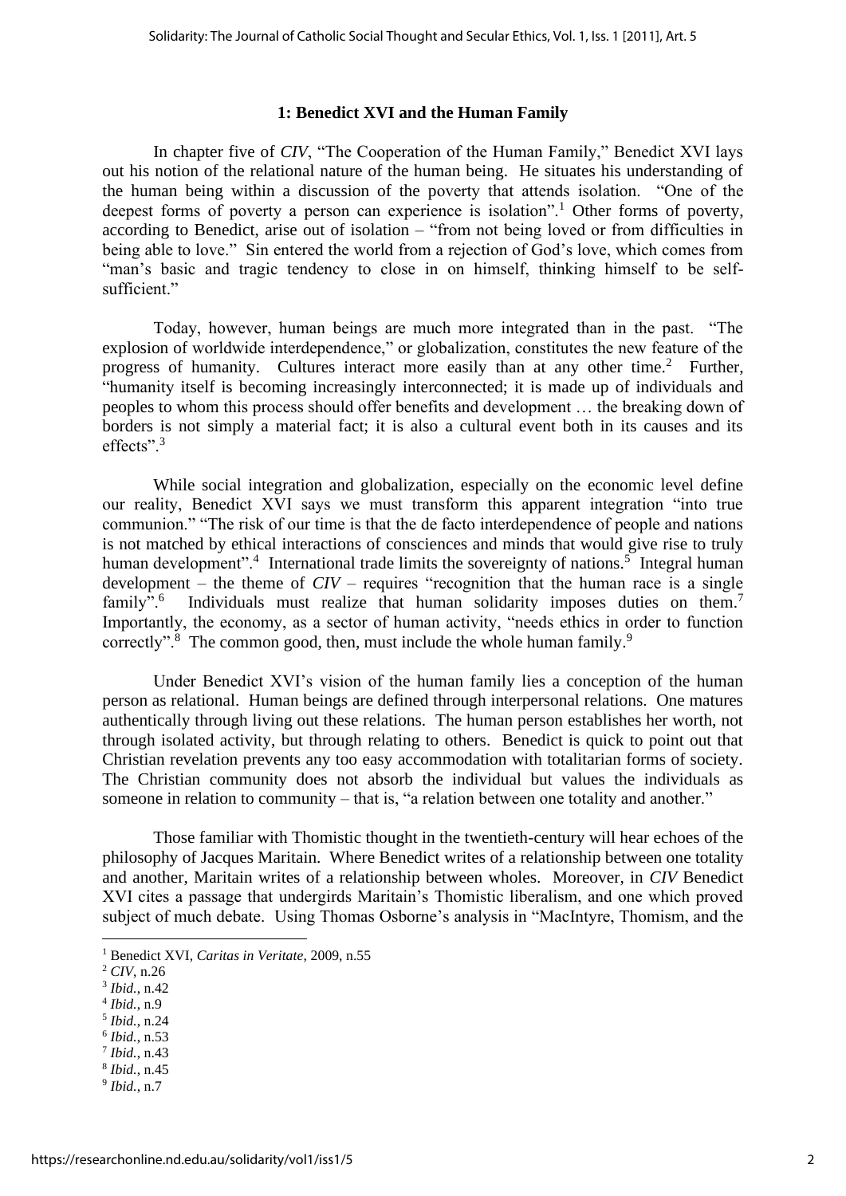## 1: Benedict XVI and the Human Family

In chapter five of *CIV*, "The Cooperation of the Human Family," Benedict XVI lays out his notion of the relational nature of the human being. He situates his understanding of the human being within a discussion of the poverty that attends isolation. "One of the deepest forms of poverty a person can experience is isolation".[1] Other forms of poverty, according to Benedict, arise out of isolation – "from not being loved or from difficulties in being able to love." Sin entered the world from a rejection of God's love, which comes from "man's basic and tragic tendency to close in on himself, thinking himself to be self-sufficient."

Today, however, human beings are much more integrated than in the past. "The explosion of worldwide interdependence," or globalization, constitutes the new feature of the progress of humanity. Cultures interact more easily than at any other time.[2] Further, "humanity itself is becoming increasingly interconnected; it is made up of individuals and peoples to whom this process should offer benefits and development … the breaking down of borders is not simply a material fact; it is also a cultural event both in its causes and its effects".[3]

While social integration and globalization, especially on the economic level define our reality, Benedict XVI says we must transform this apparent integration "into true communion." "The risk of our time is that the de facto interdependence of people and nations is not matched by ethical interactions of consciences and minds that would give rise to truly human development".[4] International trade limits the sovereignty of nations.[5] Integral human development – the theme of *CIV* – requires "recognition that the human race is a single family".[6] Individuals must realize that human solidarity imposes duties on them.[7] Importantly, the economy, as a sector of human activity, "needs ethics in order to function correctly".[8] The common good, then, must include the whole human family.[9]

Under Benedict XVI's vision of the human family lies a conception of the human person as relational. Human beings are defined through interpersonal relations. One matures authentically through living out these relations. The human person establishes her worth, not through isolated activity, but through relating to others. Benedict is quick to point out that Christian revelation prevents any too easy accommodation with totalitarian forms of society. The Christian community does not absorb the individual but values the individuals as someone in relation to community – that is, "a relation between one totality and another."

Those familiar with Thomistic thought in the twentieth-century will hear echoes of the philosophy of Jacques Maritain. Where Benedict writes of a relationship between one totality and another, Maritain writes of a relationship between wholes. Moreover, in *CIV* Benedict XVI cites a passage that undergirds Maritain's Thomistic liberalism, and one which proved subject of much debate. Using Thomas Osborne's analysis in "MacIntyre, Thomism, and the

---

[1] Benedict XVI, *Caritas in Veritate*, 2009, n.55
[2] *CIV*, n.26
[3] *Ibid.*, n.42
[4] *Ibid.*, n.9
[5] *Ibid.*, n.24
[6] *Ibid.*, n.53
[7] *Ibid.*, n.43
[8] *Ibid.*, n.45
[9] *Ibid.*, n.7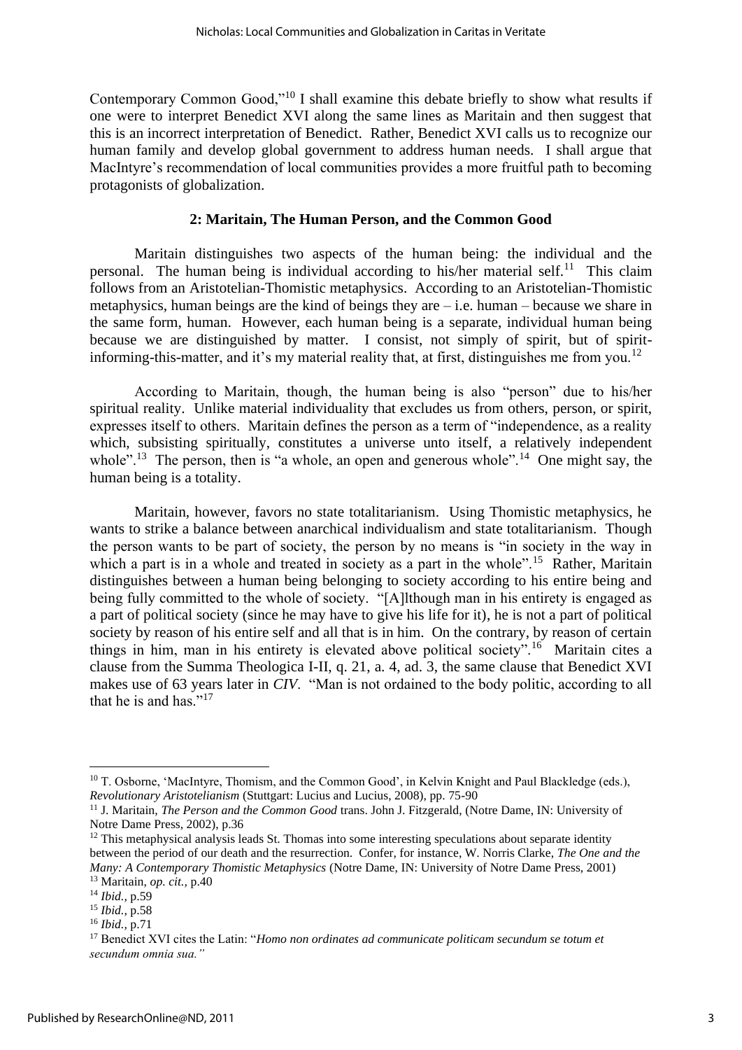Contemporary Common Good,"[10] I shall examine this debate briefly to show what results if one were to interpret Benedict XVI along the same lines as Maritain and then suggest that this is an incorrect interpretation of Benedict. Rather, Benedict XVI calls us to recognize our human family and develop global government to address human needs. I shall argue that MacIntyre's recommendation of local communities provides a more fruitful path to becoming protagonists of globalization.

## 2: Maritain, The Human Person, and the Common Good

Maritain distinguishes two aspects of the human being: the individual and the personal. The human being is individual according to his/her material self.[11] This claim follows from an Aristotelian-Thomistic metaphysics. According to an Aristotelian-Thomistic metaphysics, human beings are the kind of beings they are – i.e. human – because we share in the same form, human. However, each human being is a separate, individual human being because we are distinguished by matter. I consist, not simply of spirit, but of spirit-informing-this-matter, and it's my material reality that, at first, distinguishes me from you.[12]

According to Maritain, though, the human being is also "person" due to his/her spiritual reality. Unlike material individuality that excludes us from others, person, or spirit, expresses itself to others. Maritain defines the person as a term of "independence, as a reality which, subsisting spiritually, constitutes a universe unto itself, a relatively independent whole".[13] The person, then is "a whole, an open and generous whole".[14] One might say, the human being is a totality.

Maritain, however, favors no state totalitarianism. Using Thomistic metaphysics, he wants to strike a balance between anarchical individualism and state totalitarianism. Though the person wants to be part of society, the person by no means is "in society in the way in which a part is in a whole and treated in society as a part in the whole".[15] Rather, Maritain distinguishes between a human being belonging to society according to his entire being and being fully committed to the whole of society. "[A]lthough man in his entirety is engaged as a part of political society (since he may have to give his life for it), he is not a part of political society by reason of his entire self and all that is in him. On the contrary, by reason of certain things in him, man in his entirety is elevated above political society".[16] Maritain cites a clause from the Summa Theologica I-II, q. 21, a. 4, ad. 3, the same clause that Benedict XVI makes use of 63 years later in *CIV*. "Man is not ordained to the body politic, according to all that he is and has."[17]

---

[10] T. Osborne, 'MacIntyre, Thomism, and the Common Good', in Kelvin Knight and Paul Blackledge (eds.), *Revolutionary Aristotelianism* (Stuttgart: Lucius and Lucius, 2008), pp. 75-90

[11] J. Maritain, *The Person and the Common Good* trans. John J. Fitzgerald, (Notre Dame, IN: University of Notre Dame Press, 2002), p.36

[12] This metaphysical analysis leads St. Thomas into some interesting speculations about separate identity between the period of our death and the resurrection. Confer, for instance, W. Norris Clarke, *The One and the Many: A Contemporary Thomistic Metaphysics* (Notre Dame, IN: University of Notre Dame Press, 2001)

[13] Maritain, *op. cit.,* p.40

[14] *Ibid.,* p.59

[15] *Ibid.,* p.58

[16] *Ibid.,* p.71

[17] Benedict XVI cites the Latin: "*Homo non ordinates ad communicate politicam secundum se totum et secundum omnia sua."*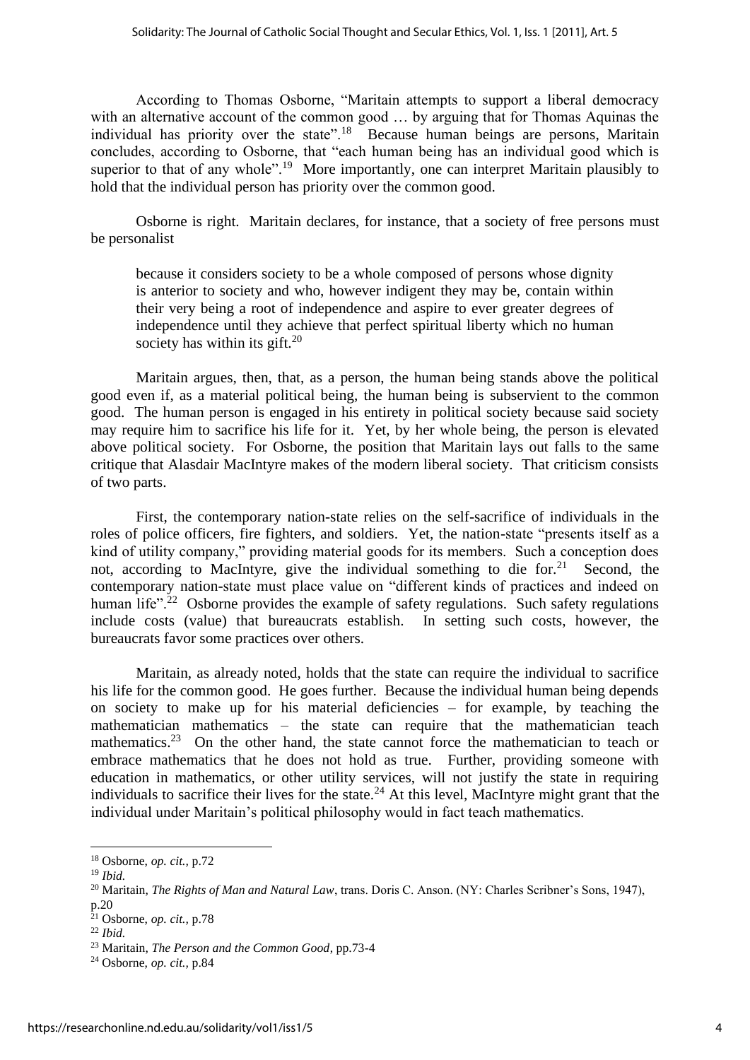According to Thomas Osborne, "Maritain attempts to support a liberal democracy with an alternative account of the common good … by arguing that for Thomas Aquinas the individual has priority over the state".[18] Because human beings are persons, Maritain concludes, according to Osborne, that "each human being has an individual good which is superior to that of any whole".[19] More importantly, one can interpret Maritain plausibly to hold that the individual person has priority over the common good.

Osborne is right. Maritain declares, for instance, that a society of free persons must be personalist

> because it considers society to be a whole composed of persons whose dignity is anterior to society and who, however indigent they may be, contain within their very being a root of independence and aspire to ever greater degrees of independence until they achieve that perfect spiritual liberty which no human society has within its gift.[20]

Maritain argues, then, that, as a person, the human being stands above the political good even if, as a material political being, the human being is subservient to the common good. The human person is engaged in his entirety in political society because said society may require him to sacrifice his life for it. Yet, by her whole being, the person is elevated above political society. For Osborne, the position that Maritain lays out falls to the same critique that Alasdair MacIntyre makes of the modern liberal society. That criticism consists of two parts.

First, the contemporary nation-state relies on the self-sacrifice of individuals in the roles of police officers, fire fighters, and soldiers. Yet, the nation-state "presents itself as a kind of utility company," providing material goods for its members. Such a conception does not, according to MacIntyre, give the individual something to die for.[21] Second, the contemporary nation-state must place value on "different kinds of practices and indeed on human life".[22] Osborne provides the example of safety regulations. Such safety regulations include costs (value) that bureaucrats establish. In setting such costs, however, the bureaucrats favor some practices over others.

Maritain, as already noted, holds that the state can require the individual to sacrifice his life for the common good. He goes further. Because the individual human being depends on society to make up for his material deficiencies – for example, by teaching the mathematician mathematics – the state can require that the mathematician teach mathematics.[23] On the other hand, the state cannot force the mathematician to teach or embrace mathematics that he does not hold as true. Further, providing someone with education in mathematics, or other utility services, will not justify the state in requiring individuals to sacrifice their lives for the state.[24] At this level, MacIntyre might grant that the individual under Maritain's political philosophy would in fact teach mathematics.

---

[18] Osborne, *op. cit.*, p.72

[19] *Ibid.*

[20] Maritain, *The Rights of Man and Natural Law*, trans. Doris C. Anson. (NY: Charles Scribner's Sons, 1947), p.20

[21] Osborne, *op. cit.*, p.78

[22] *Ibid.*

[23] Maritain, *The Person and the Common Good*, pp.73-4

[24] Osborne, *op. cit.*, p.84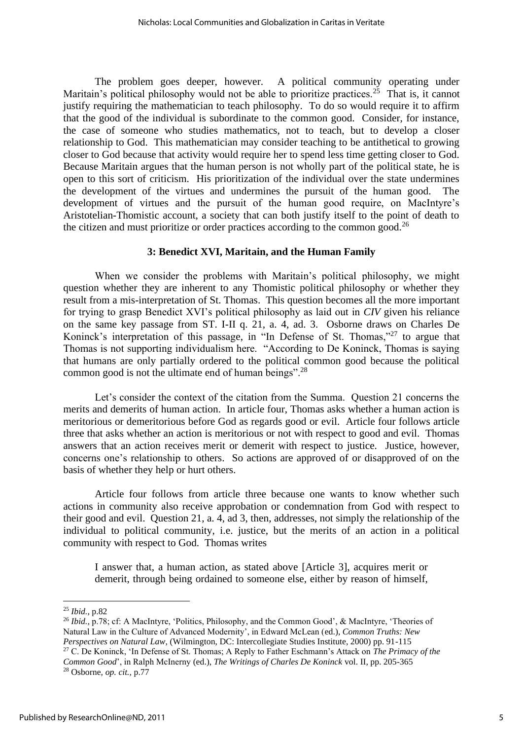The problem goes deeper, however. A political community operating under Maritain's political philosophy would not be able to prioritize practices.[25] That is, it cannot justify requiring the mathematician to teach philosophy. To do so would require it to affirm that the good of the individual is subordinate to the common good. Consider, for instance, the case of someone who studies mathematics, not to teach, but to develop a closer relationship to God. This mathematician may consider teaching to be antithetical to growing closer to God because that activity would require her to spend less time getting closer to God. Because Maritain argues that the human person is not wholly part of the political state, he is open to this sort of criticism. His prioritization of the individual over the state undermines the development of the virtues and undermines the pursuit of the human good. The development of virtues and the pursuit of the human good require, on MacIntyre's Aristotelian-Thomistic account, a society that can both justify itself to the point of death to the citizen and must prioritize or order practices according to the common good.[26]

## 3: Benedict XVI, Maritain, and the Human Family

When we consider the problems with Maritain's political philosophy, we might question whether they are inherent to any Thomistic political philosophy or whether they result from a mis-interpretation of St. Thomas. This question becomes all the more important for trying to grasp Benedict XVI's political philosophy as laid out in *CIV* given his reliance on the same key passage from ST. I-II q. 21, a. 4, ad. 3. Osborne draws on Charles De Koninck's interpretation of this passage, in "In Defense of St. Thomas,"[27] to argue that Thomas is not supporting individualism here. "According to De Koninck, Thomas is saying that humans are only partially ordered to the political common good because the political common good is not the ultimate end of human beings".[28]

Let's consider the context of the citation from the Summa. Question 21 concerns the merits and demerits of human action. In article four, Thomas asks whether a human action is meritorious or demeritorious before God as regards good or evil. Article four follows article three that asks whether an action is meritorious or not with respect to good and evil. Thomas answers that an action receives merit or demerit with respect to justice. Justice, however, concerns one's relationship to others. So actions are approved of or disapproved of on the basis of whether they help or hurt others.

Article four follows from article three because one wants to know whether such actions in community also receive approbation or condemnation from God with respect to their good and evil. Question 21, a. 4, ad 3, then, addresses, not simply the relationship of the individual to political community, i.e. justice, but the merits of an action in a political community with respect to God. Thomas writes

> I answer that, a human action, as stated above [Article 3], acquires merit or demerit, through being ordained to someone else, either by reason of himself,

---

[25] *Ibid.,* p.82

[26] *Ibid.,* p.78; cf: A MacIntyre, 'Politics, Philosophy, and the Common Good', & MacIntyre, 'Theories of Natural Law in the Culture of Advanced Modernity', in Edward McLean (ed.), *Common Truths: New Perspectives on Natural Law*, (Wilmington, DC: Intercollegiate Studies Institute, 2000) pp. 91-115

[27] C. De Koninck, 'In Defense of St. Thomas; A Reply to Father Eschmann's Attack on *The Primacy of the Common Good*', in Ralph McInerny (ed.), *The Writings of Charles De Koninck* vol. II, pp. 205-365

[28] Osborne, *op. cit.,* p.77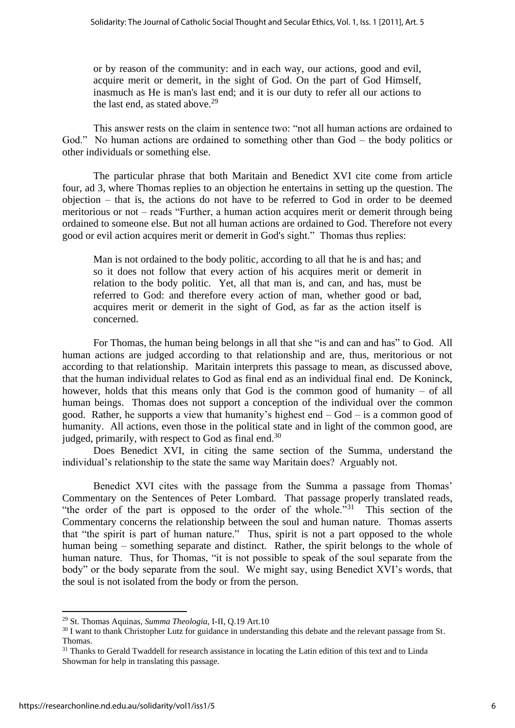or by reason of the community: and in each way, our actions, good and evil, acquire merit or demerit, in the sight of God. On the part of God Himself, inasmuch as He is man's last end; and it is our duty to refer all our actions to the last end, as stated above.[29]

This answer rests on the claim in sentence two: "not all human actions are ordained to God." No human actions are ordained to something other than God – the body politics or other individuals or something else.

The particular phrase that both Maritain and Benedict XVI cite come from article four, ad 3, where Thomas replies to an objection he entertains in setting up the question. The objection – that is, the actions do not have to be referred to God in order to be deemed meritorious or not – reads "Further, a human action acquires merit or demerit through being ordained to someone else. But not all human actions are ordained to God. Therefore not every good or evil action acquires merit or demerit in God's sight." Thomas thus replies:

> Man is not ordained to the body politic, according to all that he is and has; and so it does not follow that every action of his acquires merit or demerit in relation to the body politic. Yet, all that man is, and can, and has, must be referred to God: and therefore every action of man, whether good or bad, acquires merit or demerit in the sight of God, as far as the action itself is concerned.

For Thomas, the human being belongs in all that she "is and can and has" to God. All human actions are judged according to that relationship and are, thus, meritorious or not according to that relationship. Maritain interprets this passage to mean, as discussed above, that the human individual relates to God as final end as an individual final end. De Koninck, however, holds that this means only that God is the common good of humanity – of all human beings. Thomas does not support a conception of the individual over the common good. Rather, he supports a view that humanity's highest end – God – is a common good of humanity. All actions, even those in the political state and in light of the common good, are judged, primarily, with respect to God as final end.[30]

Does Benedict XVI, in citing the same section of the Summa, understand the individual's relationship to the state the same way Maritain does? Arguably not.

Benedict XVI cites with the passage from the Summa a passage from Thomas' Commentary on the Sentences of Peter Lombard. That passage properly translated reads, "the order of the part is opposed to the order of the whole."[31] This section of the Commentary concerns the relationship between the soul and human nature. Thomas asserts that "the spirit is part of human nature." Thus, spirit is not a part opposed to the whole human being – something separate and distinct. Rather, the spirit belongs to the whole of human nature. Thus, for Thomas, "it is not possible to speak of the soul separate from the body" or the body separate from the soul. We might say, using Benedict XVI's words, that the soul is not isolated from the body or from the person.

---

[29] St. Thomas Aquinas, *Summa Theologia,* I-II, Q.19 Art.10

[30] I want to thank Christopher Lutz for guidance in understanding this debate and the relevant passage from St. Thomas.

[31] Thanks to Gerald Twaddell for research assistance in locating the Latin edition of this text and to Linda Showman for help in translating this passage.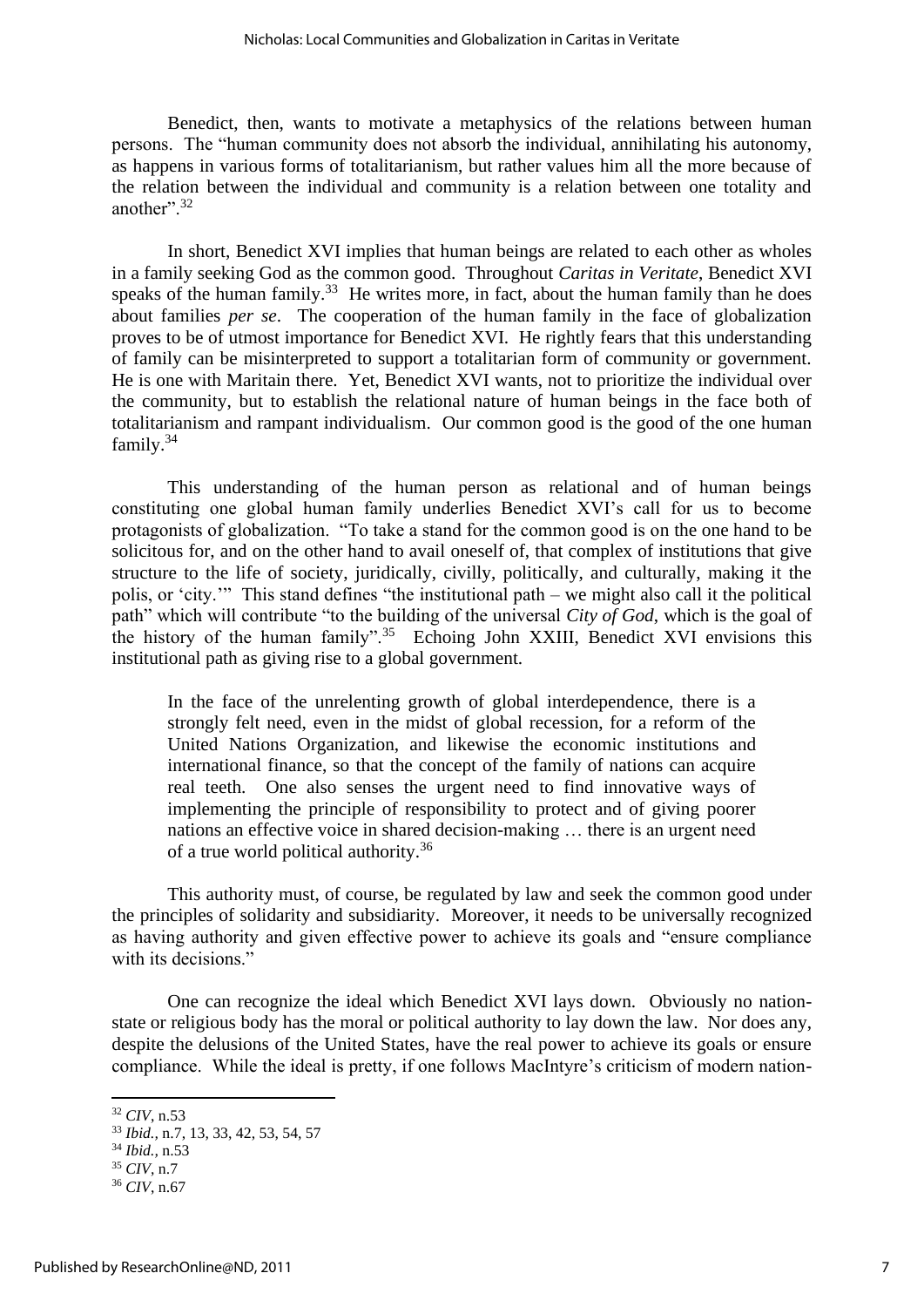Benedict, then, wants to motivate a metaphysics of the relations between human persons. The "human community does not absorb the individual, annihilating his autonomy, as happens in various forms of totalitarianism, but rather values him all the more because of the relation between the individual and community is a relation between one totality and another".[32]

In short, Benedict XVI implies that human beings are related to each other as wholes in a family seeking God as the common good. Throughout *Caritas in Veritate*, Benedict XVI speaks of the human family.[33] He writes more, in fact, about the human family than he does about families *per se*. The cooperation of the human family in the face of globalization proves to be of utmost importance for Benedict XVI. He rightly fears that this understanding of family can be misinterpreted to support a totalitarian form of community or government. He is one with Maritain there. Yet, Benedict XVI wants, not to prioritize the individual over the community, but to establish the relational nature of human beings in the face both of totalitarianism and rampant individualism. Our common good is the good of the one human family.[34]

This understanding of the human person as relational and of human beings constituting one global human family underlies Benedict XVI's call for us to become protagonists of globalization. "To take a stand for the common good is on the one hand to be solicitous for, and on the other hand to avail oneself of, that complex of institutions that give structure to the life of society, juridically, civilly, politically, and culturally, making it the polis, or 'city.'" This stand defines "the institutional path – we might also call it the political path" which will contribute "to the building of the universal *City of God*, which is the goal of the history of the human family".[35] Echoing John XXIII, Benedict XVI envisions this institutional path as giving rise to a global government.

> In the face of the unrelenting growth of global interdependence, there is a strongly felt need, even in the midst of global recession, for a reform of the United Nations Organization, and likewise the economic institutions and international finance, so that the concept of the family of nations can acquire real teeth. One also senses the urgent need to find innovative ways of implementing the principle of responsibility to protect and of giving poorer nations an effective voice in shared decision-making … there is an urgent need of a true world political authority.[36]

This authority must, of course, be regulated by law and seek the common good under the principles of solidarity and subsidiarity. Moreover, it needs to be universally recognized as having authority and given effective power to achieve its goals and "ensure compliance with its decisions."

One can recognize the ideal which Benedict XVI lays down. Obviously no nation-state or religious body has the moral or political authority to lay down the law. Nor does any, despite the delusions of the United States, have the real power to achieve its goals or ensure compliance. While the ideal is pretty, if one follows MacIntyre's criticism of modern nation-

---

[32] *CIV*, n.53

[33] *Ibid.,* n.7, 13, 33, 42, 53, 54, 57

[34] *Ibid.,* n.53

[35] *CIV*, n.7

[36] *CIV*, n.67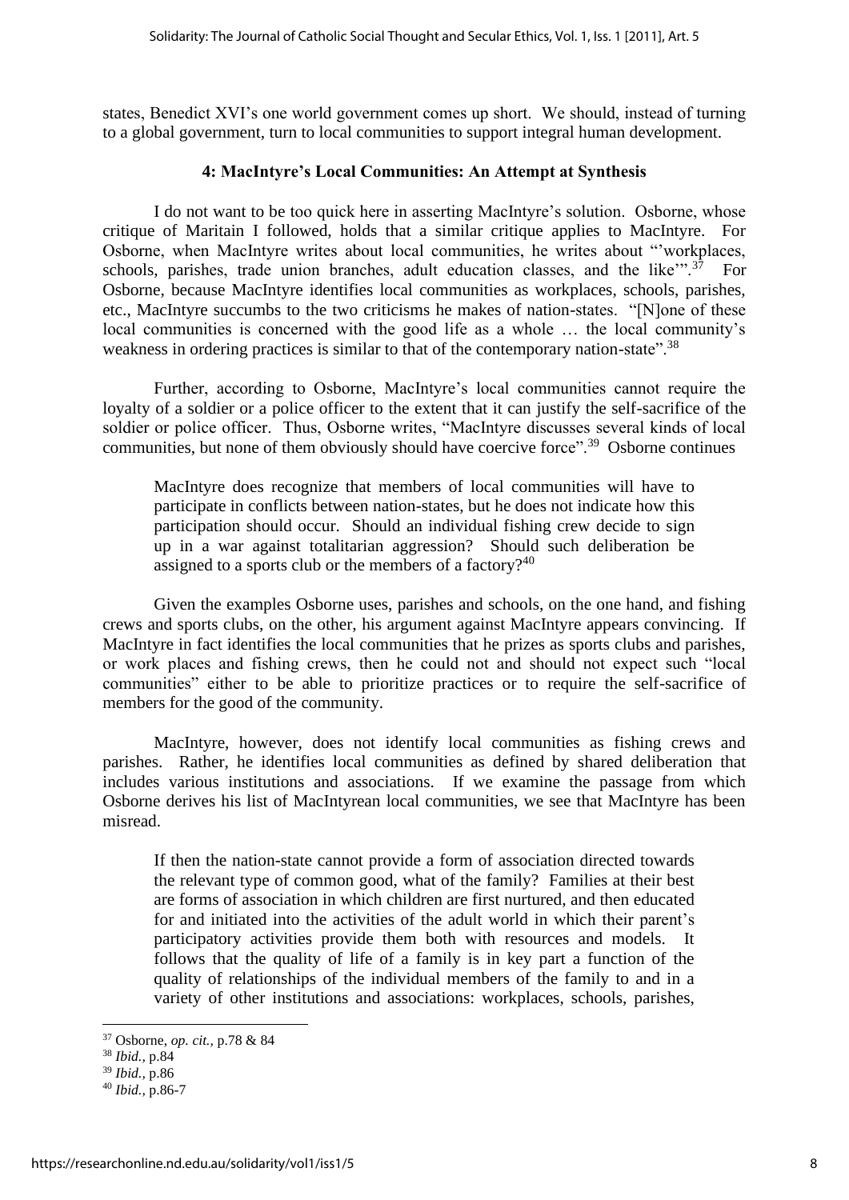states, Benedict XVI's one world government comes up short. We should, instead of turning to a global government, turn to local communities to support integral human development.

### 4: MacIntyre's Local Communities: An Attempt at Synthesis

I do not want to be too quick here in asserting MacIntyre's solution. Osborne, whose critique of Maritain I followed, holds that a similar critique applies to MacIntyre. For Osborne, when MacIntyre writes about local communities, he writes about "'workplaces, schools, parishes, trade union branches, adult education classes, and the like'".[37] For Osborne, because MacIntyre identifies local communities as workplaces, schools, parishes, etc., MacIntyre succumbs to the two criticisms he makes of nation-states. "[N]one of these local communities is concerned with the good life as a whole … the local community's weakness in ordering practices is similar to that of the contemporary nation-state".[38]

Further, according to Osborne, MacIntyre's local communities cannot require the loyalty of a soldier or a police officer to the extent that it can justify the self-sacrifice of the soldier or police officer. Thus, Osborne writes, "MacIntyre discusses several kinds of local communities, but none of them obviously should have coercive force".[39] Osborne continues

> MacIntyre does recognize that members of local communities will have to participate in conflicts between nation-states, but he does not indicate how this participation should occur. Should an individual fishing crew decide to sign up in a war against totalitarian aggression? Should such deliberation be assigned to a sports club or the members of a factory?[40]

Given the examples Osborne uses, parishes and schools, on the one hand, and fishing crews and sports clubs, on the other, his argument against MacIntyre appears convincing. If MacIntyre in fact identifies the local communities that he prizes as sports clubs and parishes, or work places and fishing crews, then he could not and should not expect such "local communities" either to be able to prioritize practices or to require the self-sacrifice of members for the good of the community.

MacIntyre, however, does not identify local communities as fishing crews and parishes. Rather, he identifies local communities as defined by shared deliberation that includes various institutions and associations. If we examine the passage from which Osborne derives his list of MacIntyrean local communities, we see that MacIntyre has been misread.

> If then the nation-state cannot provide a form of association directed towards the relevant type of common good, what of the family? Families at their best are forms of association in which children are first nurtured, and then educated for and initiated into the activities of the adult world in which their parent's participatory activities provide them both with resources and models. It follows that the quality of life of a family is in key part a function of the quality of relationships of the individual members of the family to and in a variety of other institutions and associations: workplaces, schools, parishes,

---

[37] Osborne, *op. cit.,* p.78 & 84

[38] *Ibid.,* p.84

[39] *Ibid.,* p.86

[40] *Ibid.,* p.86-7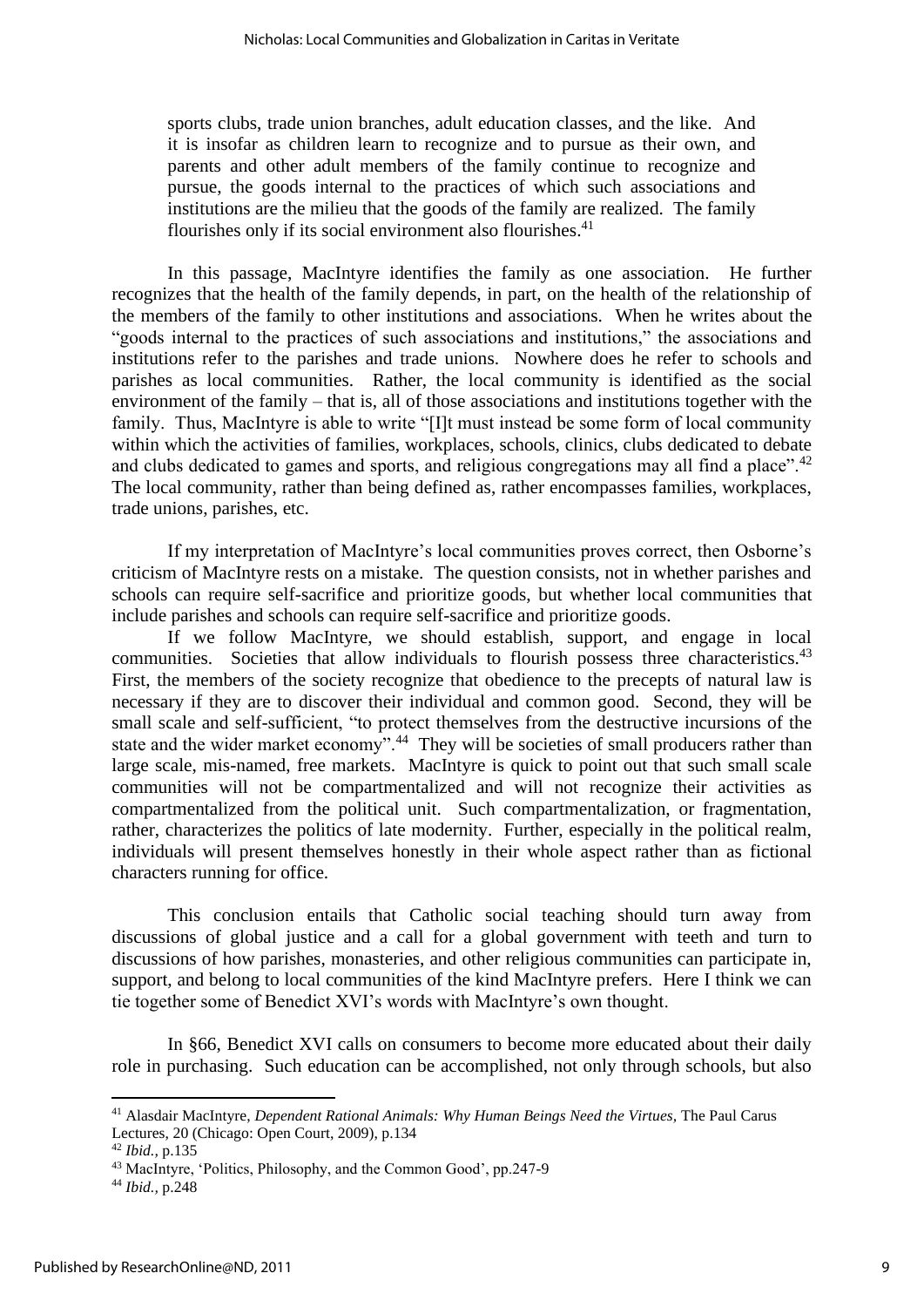> sports clubs, trade union branches, adult education classes, and the like. And it is insofar as children learn to recognize and to pursue as their own, and parents and other adult members of the family continue to recognize and pursue, the goods internal to the practices of which such associations and institutions are the milieu that the goods of the family are realized. The family flourishes only if its social environment also flourishes.[41]

In this passage, MacIntyre identifies the family as one association. He further recognizes that the health of the family depends, in part, on the health of the relationship of the members of the family to other institutions and associations. When he writes about the "goods internal to the practices of such associations and institutions," the associations and institutions refer to the parishes and trade unions. Nowhere does he refer to schools and parishes as local communities. Rather, the local community is identified as the social environment of the family – that is, all of those associations and institutions together with the family. Thus, MacIntyre is able to write "[I]t must instead be some form of local community within which the activities of families, workplaces, schools, clinics, clubs dedicated to debate and clubs dedicated to games and sports, and religious congregations may all find a place".[42] The local community, rather than being defined as, rather encompasses families, workplaces, trade unions, parishes, etc.

If my interpretation of MacIntyre's local communities proves correct, then Osborne's criticism of MacIntyre rests on a mistake. The question consists, not in whether parishes and schools can require self-sacrifice and prioritize goods, but whether local communities that include parishes and schools can require self-sacrifice and prioritize goods.

If we follow MacIntyre, we should establish, support, and engage in local communities. Societies that allow individuals to flourish possess three characteristics.[43] First, the members of the society recognize that obedience to the precepts of natural law is necessary if they are to discover their individual and common good. Second, they will be small scale and self-sufficient, "to protect themselves from the destructive incursions of the state and the wider market economy".[44] They will be societies of small producers rather than large scale, mis-named, free markets. MacIntyre is quick to point out that such small scale communities will not be compartmentalized and will not recognize their activities as compartmentalized from the political unit. Such compartmentalization, or fragmentation, rather, characterizes the politics of late modernity. Further, especially in the political realm, individuals will present themselves honestly in their whole aspect rather than as fictional characters running for office.

This conclusion entails that Catholic social teaching should turn away from discussions of global justice and a call for a global government with teeth and turn to discussions of how parishes, monasteries, and other religious communities can participate in, support, and belong to local communities of the kind MacIntyre prefers. Here I think we can tie together some of Benedict XVI's words with MacIntyre's own thought.

In §66, Benedict XVI calls on consumers to become more educated about their daily role in purchasing. Such education can be accomplished, not only through schools, but also

---

[41] Alasdair MacIntyre, *Dependent Rational Animals: Why Human Beings Need the Virtues,* The Paul Carus Lectures, 20 (Chicago: Open Court, 2009), p.134

[42] *Ibid.,* p.135

[43] MacIntyre, 'Politics, Philosophy, and the Common Good', pp.247-9

[44] *Ibid.,* p.248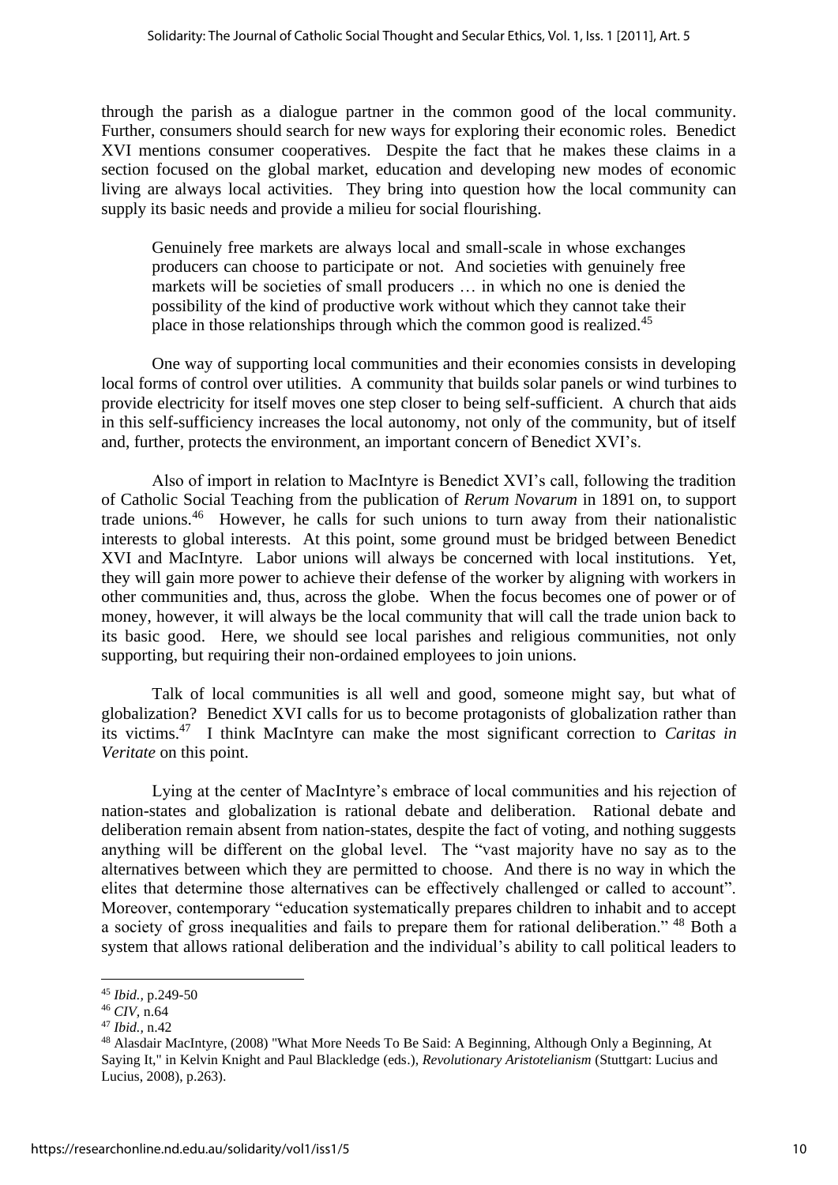through the parish as a dialogue partner in the common good of the local community. Further, consumers should search for new ways for exploring their economic roles. Benedict XVI mentions consumer cooperatives. Despite the fact that he makes these claims in a section focused on the global market, education and developing new modes of economic living are always local activities. They bring into question how the local community can supply its basic needs and provide a milieu for social flourishing.

> Genuinely free markets are always local and small-scale in whose exchanges producers can choose to participate or not. And societies with genuinely free markets will be societies of small producers … in which no one is denied the possibility of the kind of productive work without which they cannot take their place in those relationships through which the common good is realized.[45]

One way of supporting local communities and their economies consists in developing local forms of control over utilities. A community that builds solar panels or wind turbines to provide electricity for itself moves one step closer to being self-sufficient. A church that aids in this self-sufficiency increases the local autonomy, not only of the community, but of itself and, further, protects the environment, an important concern of Benedict XVI's.

Also of import in relation to MacIntyre is Benedict XVI's call, following the tradition of Catholic Social Teaching from the publication of *Rerum Novarum* in 1891 on, to support trade unions.[46] However, he calls for such unions to turn away from their nationalistic interests to global interests. At this point, some ground must be bridged between Benedict XVI and MacIntyre. Labor unions will always be concerned with local institutions. Yet, they will gain more power to achieve their defense of the worker by aligning with workers in other communities and, thus, across the globe. When the focus becomes one of power or of money, however, it will always be the local community that will call the trade union back to its basic good. Here, we should see local parishes and religious communities, not only supporting, but requiring their non-ordained employees to join unions.

Talk of local communities is all well and good, someone might say, but what of globalization? Benedict XVI calls for us to become protagonists of globalization rather than its victims.[47] I think MacIntyre can make the most significant correction to *Caritas in Veritate* on this point.

Lying at the center of MacIntyre's embrace of local communities and his rejection of nation-states and globalization is rational debate and deliberation. Rational debate and deliberation remain absent from nation-states, despite the fact of voting, and nothing suggests anything will be different on the global level. The "vast majority have no say as to the alternatives between which they are permitted to choose. And there is no way in which the elites that determine those alternatives can be effectively challenged or called to account". Moreover, contemporary "education systematically prepares children to inhabit and to accept a society of gross inequalities and fails to prepare them for rational deliberation." [48] Both a system that allows rational deliberation and the individual's ability to call political leaders to

---

[45] *Ibid.*, p.249-50

[46] *CIV*, n.64

[47] *Ibid.*, n.42

[48] Alasdair MacIntyre, (2008) "What More Needs To Be Said: A Beginning, Although Only a Beginning, At Saying It," in Kelvin Knight and Paul Blackledge (eds.), *Revolutionary Aristotelianism* (Stuttgart: Lucius and Lucius, 2008), p.263).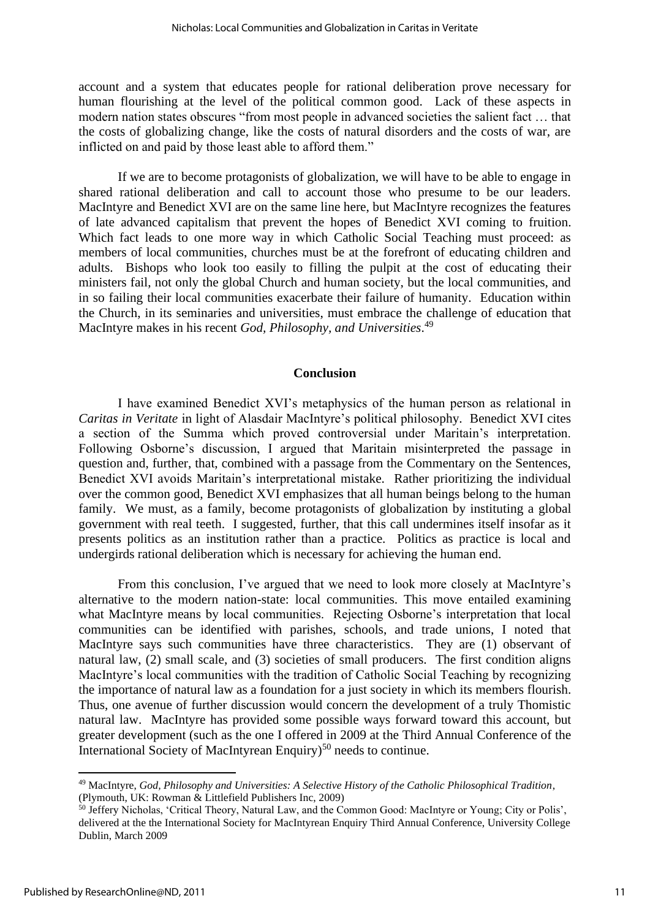account and a system that educates people for rational deliberation prove necessary for human flourishing at the level of the political common good. Lack of these aspects in modern nation states obscures "from most people in advanced societies the salient fact … that the costs of globalizing change, like the costs of natural disorders and the costs of war, are inflicted on and paid by those least able to afford them."

If we are to become protagonists of globalization, we will have to be able to engage in shared rational deliberation and call to account those who presume to be our leaders. MacIntyre and Benedict XVI are on the same line here, but MacIntyre recognizes the features of late advanced capitalism that prevent the hopes of Benedict XVI coming to fruition. Which fact leads to one more way in which Catholic Social Teaching must proceed: as members of local communities, churches must be at the forefront of educating children and adults. Bishops who look too easily to filling the pulpit at the cost of educating their ministers fail, not only the global Church and human society, but the local communities, and in so failing their local communities exacerbate their failure of humanity. Education within the Church, in its seminaries and universities, must embrace the challenge of education that MacIntyre makes in his recent *God, Philosophy, and Universities*.[49]

## Conclusion

I have examined Benedict XVI's metaphysics of the human person as relational in *Caritas in Veritate* in light of Alasdair MacIntyre's political philosophy. Benedict XVI cites a section of the Summa which proved controversial under Maritain's interpretation. Following Osborne's discussion, I argued that Maritain misinterpreted the passage in question and, further, that, combined with a passage from the Commentary on the Sentences, Benedict XVI avoids Maritain's interpretational mistake. Rather prioritizing the individual over the common good, Benedict XVI emphasizes that all human beings belong to the human family. We must, as a family, become protagonists of globalization by instituting a global government with real teeth. I suggested, further, that this call undermines itself insofar as it presents politics as an institution rather than a practice. Politics as practice is local and undergirds rational deliberation which is necessary for achieving the human end.

From this conclusion, I've argued that we need to look more closely at MacIntyre's alternative to the modern nation-state: local communities. This move entailed examining what MacIntyre means by local communities. Rejecting Osborne's interpretation that local communities can be identified with parishes, schools, and trade unions, I noted that MacIntyre says such communities have three characteristics. They are (1) observant of natural law, (2) small scale, and (3) societies of small producers. The first condition aligns MacIntyre's local communities with the tradition of Catholic Social Teaching by recognizing the importance of natural law as a foundation for a just society in which its members flourish. Thus, one avenue of further discussion would concern the development of a truly Thomistic natural law. MacIntyre has provided some possible ways forward toward this account, but greater development (such as the one I offered in 2009 at the Third Annual Conference of the International Society of MacIntyrean Enquiry)[50] needs to continue.

---

[49] MacIntyre, *God, Philosophy and Universities: A Selective History of the Catholic Philosophical Tradition*, (Plymouth, UK: Rowman & Littlefield Publishers Inc, 2009)

[50] Jeffery Nicholas, 'Critical Theory, Natural Law, and the Common Good: MacIntyre or Young; City or Polis', delivered at the the International Society for MacIntyrean Enquiry Third Annual Conference, University College Dublin, March 2009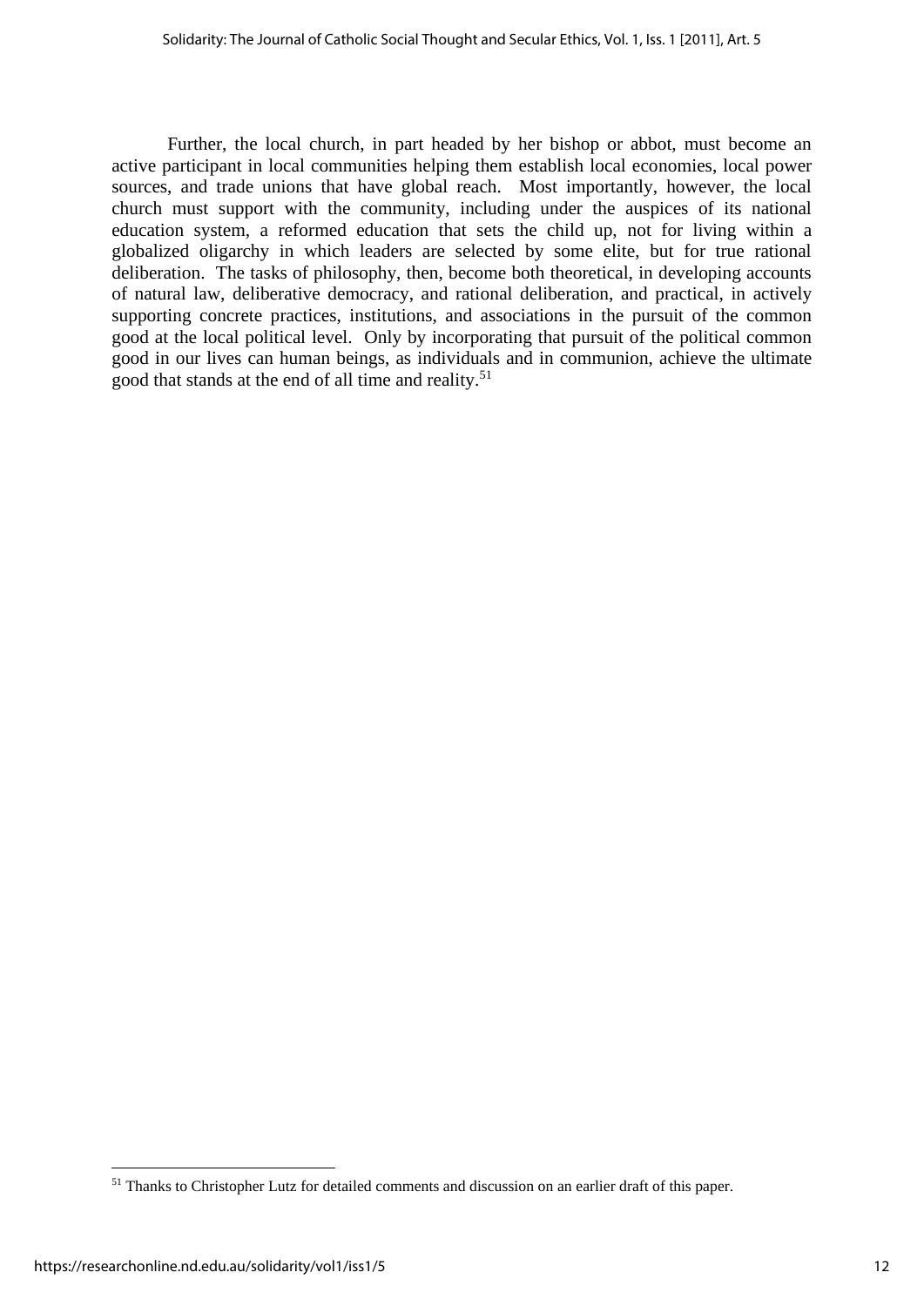Further, the local church, in part headed by her bishop or abbot, must become an active participant in local communities helping them establish local economies, local power sources, and trade unions that have global reach. Most importantly, however, the local church must support with the community, including under the auspices of its national education system, a reformed education that sets the child up, not for living within a globalized oligarchy in which leaders are selected by some elite, but for true rational deliberation. The tasks of philosophy, then, become both theoretical, in developing accounts of natural law, deliberative democracy, and rational deliberation, and practical, in actively supporting concrete practices, institutions, and associations in the pursuit of the common good at the local political level. Only by incorporating that pursuit of the political common good in our lives can human beings, as individuals and in communion, achieve the ultimate good that stands at the end of all time and reality.[51]

---

[51] Thanks to Christopher Lutz for detailed comments and discussion on an earlier draft of this paper.